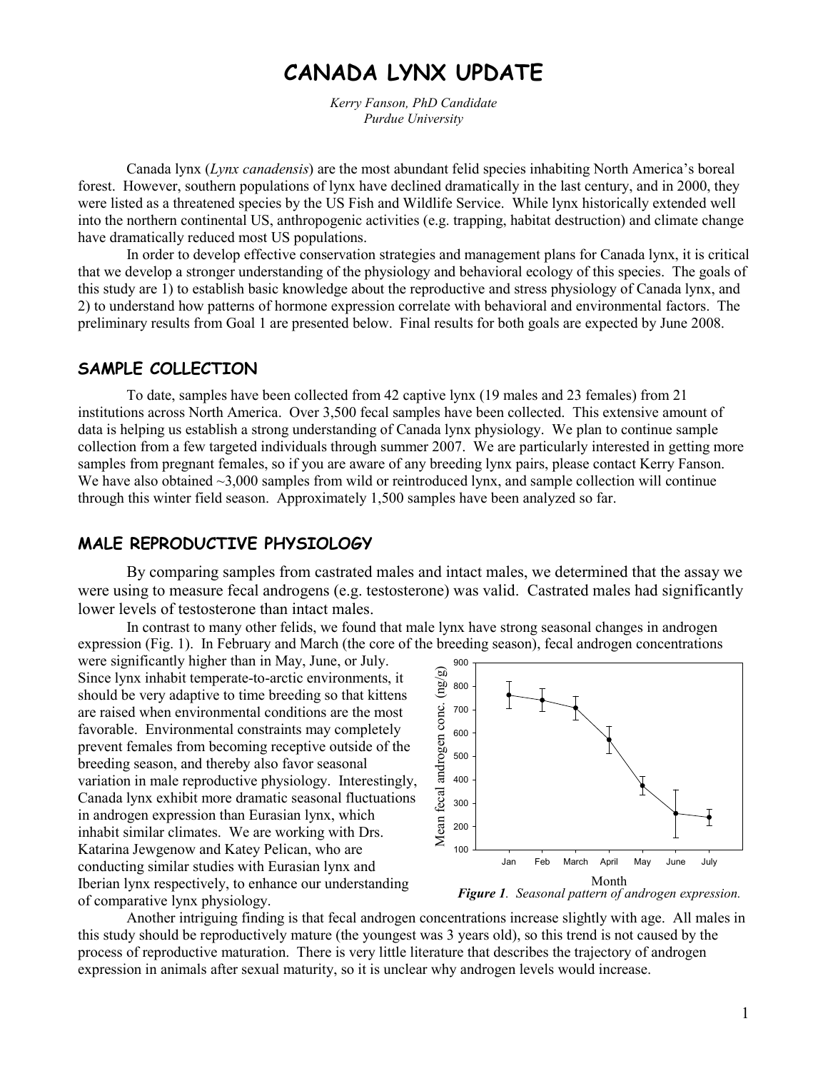# CANADA LYNX UPDATE

*Kerry Fanson, PhD Candidate*
*Purdue University*

Canada lynx (*Lynx canadensis*) are the most abundant felid species inhabiting North America's boreal forest. However, southern populations of lynx have declined dramatically in the last century, and in 2000, they were listed as a threatened species by the US Fish and Wildlife Service. While lynx historically extended well into the northern continental US, anthropogenic activities (e.g. trapping, habitat destruction) and climate change have dramatically reduced most US populations.

In order to develop effective conservation strategies and management plans for Canada lynx, it is critical that we develop a stronger understanding of the physiology and behavioral ecology of this species. The goals of this study are 1) to establish basic knowledge about the reproductive and stress physiology of Canada lynx, and 2) to understand how patterns of hormone expression correlate with behavioral and environmental factors. The preliminary results from Goal 1 are presented below. Final results for both goals are expected by June 2008.

## SAMPLE COLLECTION

To date, samples have been collected from 42 captive lynx (19 males and 23 females) from 21 institutions across North America. Over 3,500 fecal samples have been collected. This extensive amount of data is helping us establish a strong understanding of Canada lynx physiology. We plan to continue sample collection from a few targeted individuals through summer 2007. We are particularly interested in getting more samples from pregnant females, so if you are aware of any breeding lynx pairs, please contact Kerry Fanson. We have also obtained ~3,000 samples from wild or reintroduced lynx, and sample collection will continue through this winter field season. Approximately 1,500 samples have been analyzed so far.

## MALE REPRODUCTIVE PHYSIOLOGY

By comparing samples from castrated males and intact males, we determined that the assay we were using to measure fecal androgens (e.g. testosterone) was valid. Castrated males had significantly lower levels of testosterone than intact males.

In contrast to many other felids, we found that male lynx have strong seasonal changes in androgen expression (Fig. 1). In February and March (the core of the breeding season), fecal androgen concentrations were significantly higher than in May, June, or July. Since lynx inhabit temperate-to-arctic environments, it should be very adaptive to time breeding so that kittens are raised when environmental conditions are the most favorable. Environmental constraints may completely prevent females from becoming receptive outside of the breeding season, and thereby also favor seasonal variation in male reproductive physiology. Interestingly, Canada lynx exhibit more dramatic seasonal fluctuations in androgen expression than Eurasian lynx, which inhabit similar climates. We are working with Drs. Katarina Jewgenow and Katey Pelican, who are conducting similar studies with Eurasian lynx and Iberian lynx respectively, to enhance our understanding of comparative lynx physiology.

***Figure 1****. Seasonal pattern of androgen expression.*

Another intriguing finding is that fecal androgen concentrations increase slightly with age. All males in this study should be reproductively mature (the youngest was 3 years old), so this trend is not caused by the process of reproductive maturation. There is very little literature that describes the trajectory of androgen expression in animals after sexual maturity, so it is unclear why androgen levels would increase.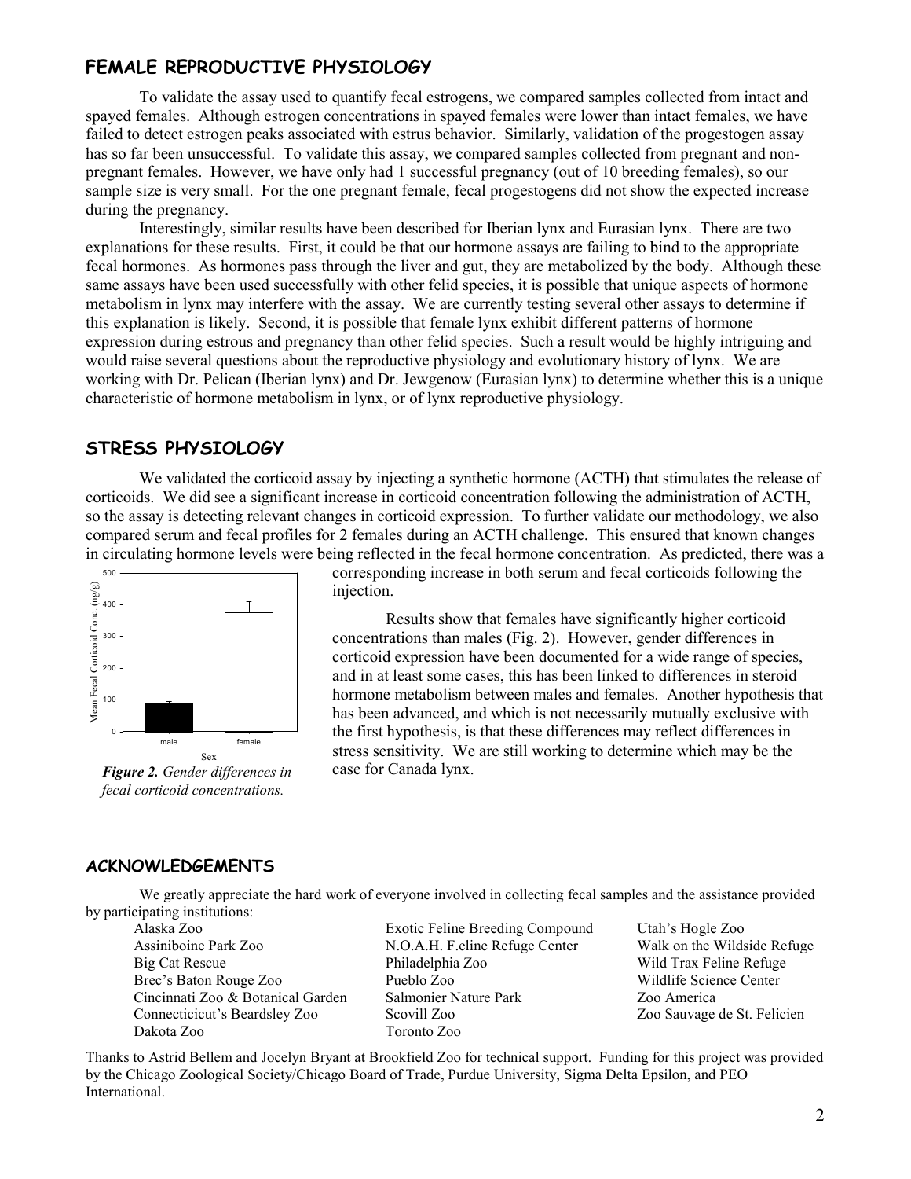## FEMALE REPRODUCTIVE PHYSIOLOGY

To validate the assay used to quantify fecal estrogens, we compared samples collected from intact and spayed females. Although estrogen concentrations in spayed females were lower than intact females, we have failed to detect estrogen peaks associated with estrus behavior. Similarly, validation of the progestogen assay has so far been unsuccessful. To validate this assay, we compared samples collected from pregnant and non-pregnant females. However, we have only had 1 successful pregnancy (out of 10 breeding females), so our sample size is very small. For the one pregnant female, fecal progestogens did not show the expected increase during the pregnancy.

Interestingly, similar results have been described for Iberian lynx and Eurasian lynx. There are two explanations for these results. First, it could be that our hormone assays are failing to bind to the appropriate fecal hormones. As hormones pass through the liver and gut, they are metabolized by the body. Although these same assays have been used successfully with other felid species, it is possible that unique aspects of hormone metabolism in lynx may interfere with the assay. We are currently testing several other assays to determine if this explanation is likely. Second, it is possible that female lynx exhibit different patterns of hormone expression during estrous and pregnancy than other felid species. Such a result would be highly intriguing and would raise several questions about the reproductive physiology and evolutionary history of lynx. We are working with Dr. Pelican (Iberian lynx) and Dr. Jewgenow (Eurasian lynx) to determine whether this is a unique characteristic of hormone metabolism in lynx, or of lynx reproductive physiology.

## STRESS PHYSIOLOGY

We validated the corticoid assay by injecting a synthetic hormone (ACTH) that stimulates the release of corticoids. We did see a significant increase in corticoid concentration following the administration of ACTH, so the assay is detecting relevant changes in corticoid expression. To further validate our methodology, we also compared serum and fecal profiles for 2 females during an ACTH challenge. This ensured that known changes in circulating hormone levels were being reflected in the fecal hormone concentration. As predicted, there was a corresponding increase in both serum and fecal corticoids following the injection.

Mean Fecal Corticoid Conc. (ng/g)
500
400
300
200
100
0
male
female
Sex

*Figure 2. Gender differences in fecal corticoid concentrations.*

Results show that females have significantly higher corticoid concentrations than males (Fig. 2). However, gender differences in corticoid expression have been documented for a wide range of species, and in at least some cases, this has been linked to differences in steroid hormone metabolism between males and females. Another hypothesis that has been advanced, and which is not necessarily mutually exclusive with the first hypothesis, is that these differences may reflect differences in stress sensitivity. We are still working to determine which may be the case for Canada lynx.

## ACKNOWLEDGEMENTS

We greatly appreciate the hard work of everyone involved in collecting fecal samples and the assistance provided by participating institutions:

- Alaska Zoo
- Assiniboine Park Zoo
- Big Cat Rescue
- Brec's Baton Rouge Zoo
- Cincinnati Zoo & Botanical Garden
- Connecticicut's Beardsley Zoo
- Dakota Zoo
- Exotic Feline Breeding Compound
- N.O.A.H. F.eline Refuge Center
- Philadelphia Zoo
- Pueblo Zoo
- Salmonier Nature Park
- Scovill Zoo
- Toronto Zoo
- Utah's Hogle Zoo
- Walk on the Wildside Refuge
- Wild Trax Feline Refuge
- Wildlife Science Center
- Zoo America
- Zoo Sauvage de St. Felicien

Thanks to Astrid Bellem and Jocelyn Bryant at Brookfield Zoo for technical support. Funding for this project was provided by the Chicago Zoological Society/Chicago Board of Trade, Purdue University, Sigma Delta Epsilon, and PEO International.